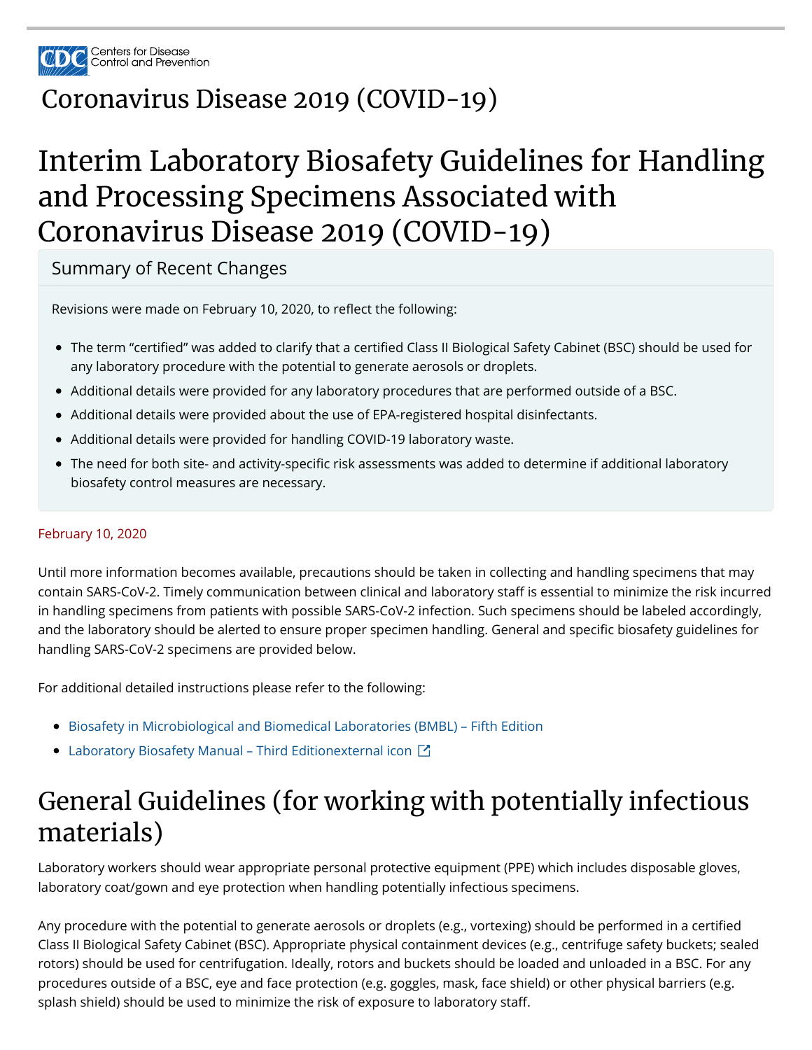Centers for Disease Control and Prevention

# Coronavirus Disease 2019 (COVID-19)

# Interim Laboratory Biosafety Guidelines for Handling and Processing Specimens Associated with Coronavirus Disease 2019 (COVID-19)

## Summary of Recent Changes

Revisions were made on February 10, 2020, to reflect the following:

- The term "certified" was added to clarify that a certified Class II Biological Safety Cabinet (BSC) should be used for any laboratory procedure with the potential to generate aerosols or droplets.
- Additional details were provided for any laboratory procedures that are performed outside of a BSC.
- Additional details were provided about the use of EPA-registered hospital disinfectants.
- Additional details were provided for handling COVID-19 laboratory waste.
- The need for both site- and activity-specific risk assessments was added to determine if additional laboratory biosafety control measures are necessary.

February 10, 2020

Until more information becomes available, precautions should be taken in collecting and handling specimens that may contain SARS-CoV-2. Timely communication between clinical and laboratory staff is essential to minimize the risk incurred in handling specimens from patients with possible SARS-CoV-2 infection. Such specimens should be labeled accordingly, and the laboratory should be alerted to ensure proper specimen handling. General and specific biosafety guidelines for handling SARS-CoV-2 specimens are provided below.

For additional detailed instructions please refer to the following:

- Biosafety in Microbiological and Biomedical Laboratories (BMBL) – Fifth Edition
- Laboratory Biosafety Manual – Third Editionexternal icon

# General Guidelines (for working with potentially infectious materials)

Laboratory workers should wear appropriate personal protective equipment (PPE) which includes disposable gloves, laboratory coat/gown and eye protection when handling potentially infectious specimens.

Any procedure with the potential to generate aerosols or droplets (e.g., vortexing) should be performed in a certified Class II Biological Safety Cabinet (BSC). Appropriate physical containment devices (e.g., centrifuge safety buckets; sealed rotors) should be used for centrifugation. Ideally, rotors and buckets should be loaded and unloaded in a BSC. For any procedures outside of a BSC, eye and face protection (e.g. goggles, mask, face shield) or other physical barriers (e.g. splash shield) should be used to minimize the risk of exposure to laboratory staff.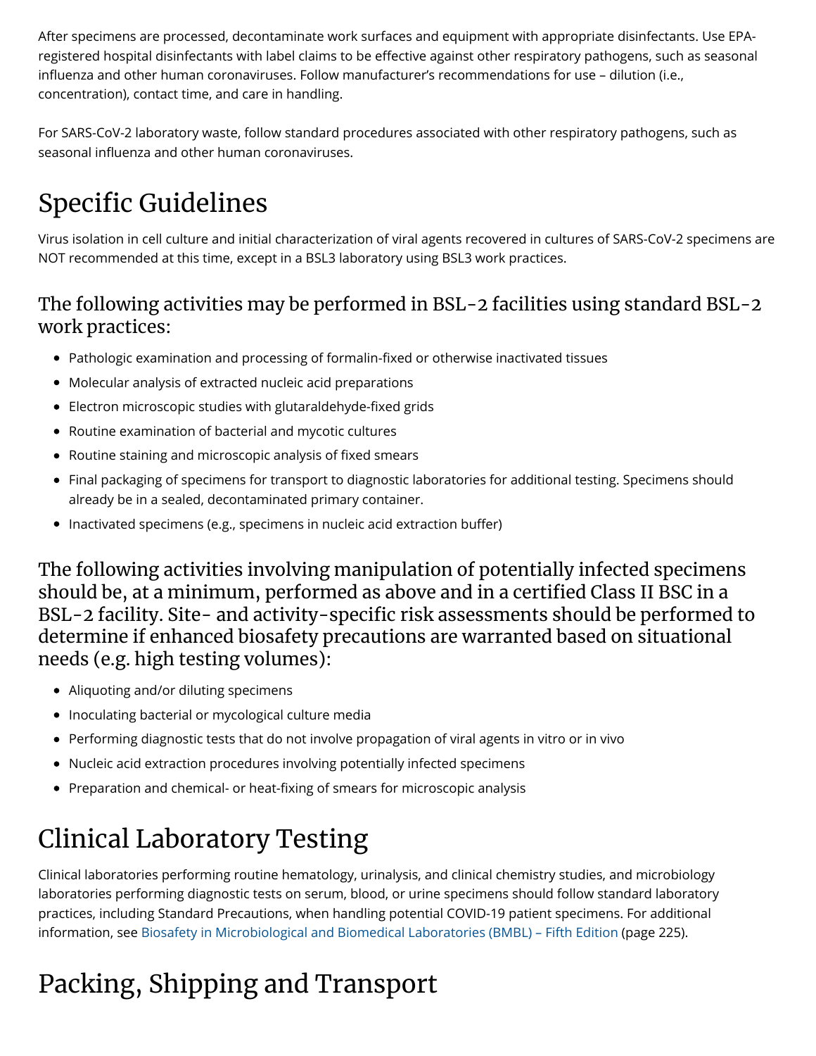After specimens are processed, decontaminate work surfaces and equipment with appropriate disinfectants. Use EPA-registered hospital disinfectants with label claims to be effective against other respiratory pathogens, such as seasonal influenza and other human coronaviruses. Follow manufacturer's recommendations for use – dilution (i.e., concentration), contact time, and care in handling.

For SARS-CoV-2 laboratory waste, follow standard procedures associated with other respiratory pathogens, such as seasonal influenza and other human coronaviruses.

# Specific Guidelines

Virus isolation in cell culture and initial characterization of viral agents recovered in cultures of SARS-CoV-2 specimens are NOT recommended at this time, except in a BSL3 laboratory using BSL3 work practices.

## The following activities may be performed in BSL-2 facilities using standard BSL-2 work practices:

- Pathologic examination and processing of formalin-fixed or otherwise inactivated tissues
- Molecular analysis of extracted nucleic acid preparations
- Electron microscopic studies with glutaraldehyde-fixed grids
- Routine examination of bacterial and mycotic cultures
- Routine staining and microscopic analysis of fixed smears
- Final packaging of specimens for transport to diagnostic laboratories for additional testing. Specimens should already be in a sealed, decontaminated primary container.
- Inactivated specimens (e.g., specimens in nucleic acid extraction buffer)

## The following activities involving manipulation of potentially infected specimens should be, at a minimum, performed as above and in a certified Class II BSC in a BSL-2 facility. Site- and activity-specific risk assessments should be performed to determine if enhanced biosafety precautions are warranted based on situational needs (e.g. high testing volumes):

- Aliquoting and/or diluting specimens
- Inoculating bacterial or mycological culture media
- Performing diagnostic tests that do not involve propagation of viral agents in vitro or in vivo
- Nucleic acid extraction procedures involving potentially infected specimens
- Preparation and chemical- or heat-fixing of smears for microscopic analysis

# Clinical Laboratory Testing

Clinical laboratories performing routine hematology, urinalysis, and clinical chemistry studies, and microbiology laboratories performing diagnostic tests on serum, blood, or urine specimens should follow standard laboratory practices, including Standard Precautions, when handling potential COVID-19 patient specimens. For additional information, see Biosafety in Microbiological and Biomedical Laboratories (BMBL) – Fifth Edition (page 225).

# Packing, Shipping and Transport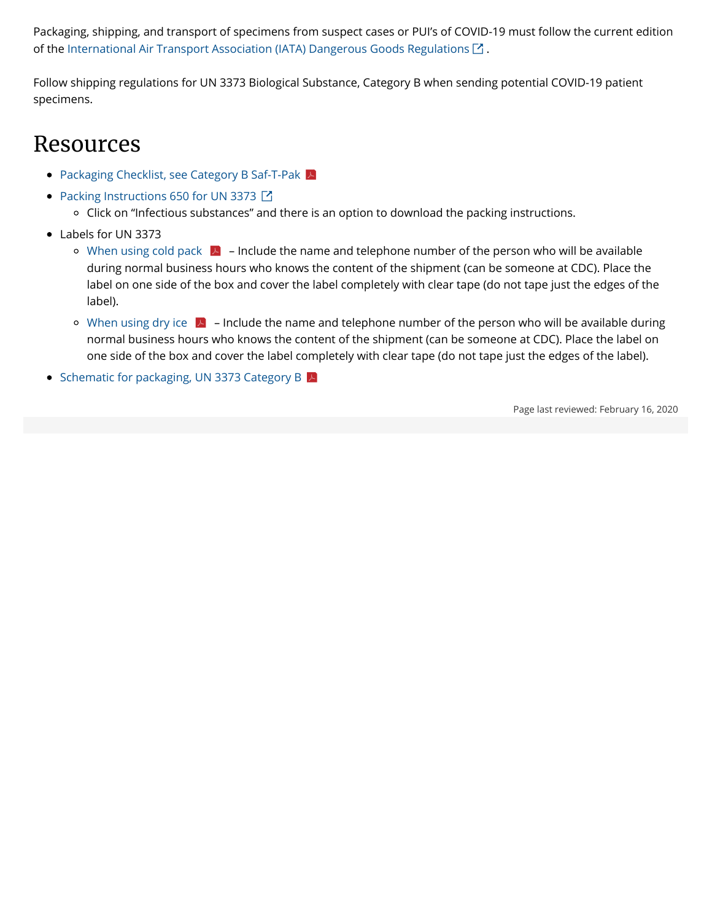Packaging, shipping, and transport of specimens from suspect cases or PUI's of COVID-19 must follow the current edition of the International Air Transport Association (IATA) Dangerous Goods Regulations.

Follow shipping regulations for UN 3373 Biological Substance, Category B when sending potential COVID-19 patient specimens.

# Resources

- Packaging Checklist, see Category B Saf-T-Pak
- Packing Instructions 650 for UN 3373
  - Click on "Infectious substances" and there is an option to download the packing instructions.
- Labels for UN 3373
  - When using cold pack – Include the name and telephone number of the person who will be available during normal business hours who knows the content of the shipment (can be someone at CDC). Place the label on one side of the box and cover the label completely with clear tape (do not tape just the edges of the label).
  - When using dry ice – Include the name and telephone number of the person who will be available during normal business hours who knows the content of the shipment (can be someone at CDC). Place the label on one side of the box and cover the label completely with clear tape (do not tape just the edges of the label).
- Schematic for packaging, UN 3373 Category B

Page last reviewed: February 16, 2020